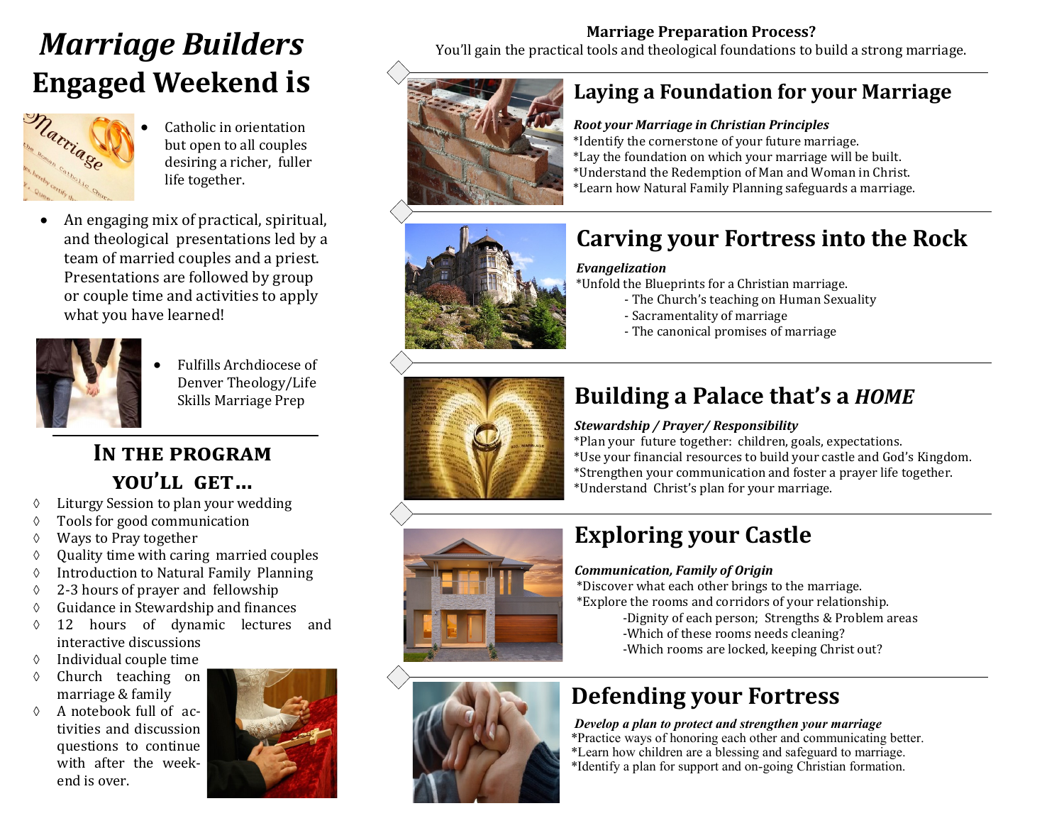# *Marriage Builders* Engaged Weekend is

- Catholic in orientation but open to all couples desiring a richer, fuller life together.
- An engaging mix of practical, spiritual, and theological presentations led by a team of married couples and a priest. Presentations are followed by group or couple time and activities to apply what you have learned!
- Fulfills Archdiocese of Denver Theology/Life Skills Marriage Prep

## In the program you'll get...

◊ Liturgy Session to plan your wedding
◊ Tools for good communication
◊ Ways to Pray together
◊ Quality time with caring married couples
◊ Introduction to Natural Family Planning
◊ 2-3 hours of prayer and fellowship
◊ Guidance in Stewardship and finances
◊ 12 hours of dynamic lectures and interactive discussions
◊ Individual couple time
◊ Church teaching on marriage & family
◊ A notebook full of activities and discussion questions to continue with after the weekend is over.

**Marriage Preparation Process?**

You'll gain the practical tools and theological foundations to build a strong marriage.

## Laying a Foundation for your Marriage

***Root your Marriage in Christian Principles***

*Identify the cornerstone of your future marriage.
*Lay the foundation on which your marriage will be built.
*Understand the Redemption of Man and Woman in Christ.
*Learn how Natural Family Planning safeguards a marriage.

## Carving your Fortress into the Rock

***Evangelization***

*Unfold the Blueprints for a Christian marriage.
- The Church's teaching on Human Sexuality
- Sacramentality of marriage
- The canonical promises of marriage

## Building a Palace that's a *HOME*

***Stewardship / Prayer/ Responsibility***

*Plan your future together: children, goals, expectations.
*Use your financial resources to build your castle and God's Kingdom.
*Strengthen your communication and foster a prayer life together.
*Understand Christ's plan for your marriage.

## Exploring your Castle

***Communication, Family of Origin***

*Discover what each other brings to the marriage.
*Explore the rooms and corridors of your relationship.
-Dignity of each person; Strengths & Problem areas
-Which of these rooms needs cleaning?
-Which rooms are locked, keeping Christ out?

## Defending your Fortress

***Develop a plan to protect and strengthen your marriage***

*Practice ways of honoring each other and communicating better.
*Learn how children are a blessing and safeguard to marriage.
*Identify a plan for support and on-going Christian formation.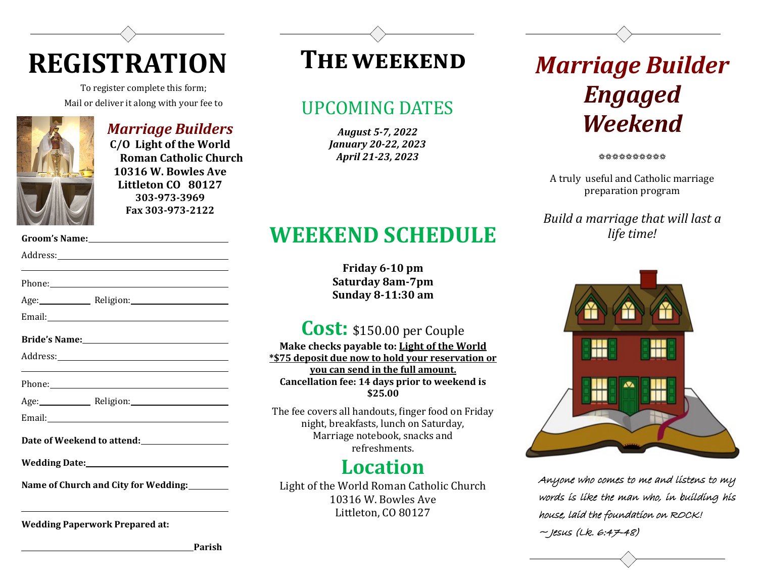# REGISTRATION

To register complete this form;
Mail or deliver it along with your fee to

***Marriage Builders***
**C/O Light of the World**
**Roman Catholic Church**
**10316 W. Bowles Ave**
**Littleton CO 80127**
**303-973-3969**
**Fax 303-973-2122**

**Groom's Name:** ____________________

Address: ____________________

____________________

Phone: ____________________

Age: ________ Religion: ____________

Email: ____________________

**Bride's Name:** ____________________

Address: ____________________

____________________

Phone: ____________________

Age: ________ Religion: ____________

Email: ____________________

**Date of Weekend to attend:** ____________

**Wedding Date:** ____________________

**Name of Church and City for Wedding:** ________

____________________

**Wedding Paperwork Prepared at:**

____________________ **Parish**

# The weekend

## UPCOMING DATES

***August 5-7, 2022***
***January 20-22, 2023***
***April 21-23, 2023***

# WEEKEND SCHEDULE

**Friday 6-10 pm**
**Saturday 8am-7pm**
**Sunday 8-11:30 am**

## Cost: $150.00 per Couple

**Make checks payable to: <u>Light of the World</u>**
**<u>*$75 deposit due now to hold your reservation or you can send in the full amount.</u>**
**Cancellation fee: 14 days prior to weekend is $25.00**

The fee covers all handouts, finger food on Friday night, breakfasts, lunch on Saturday, Marriage notebook, snacks and refreshments.

## Location

Light of the World Roman Catholic Church
10316 W. Bowles Ave
Littleton, CO 80127

# *Marriage Builder Engaged Weekend*

❋❋❋❋❋❋❋❋❋❋

A truly useful and Catholic marriage preparation program

*Build a marriage that will last a life time!*

*Anyone who comes to me and listens to my words is like the man who, in building his house, laid the foundation on ROCK!*
*~Jesus (Lk. 6:47-48)*